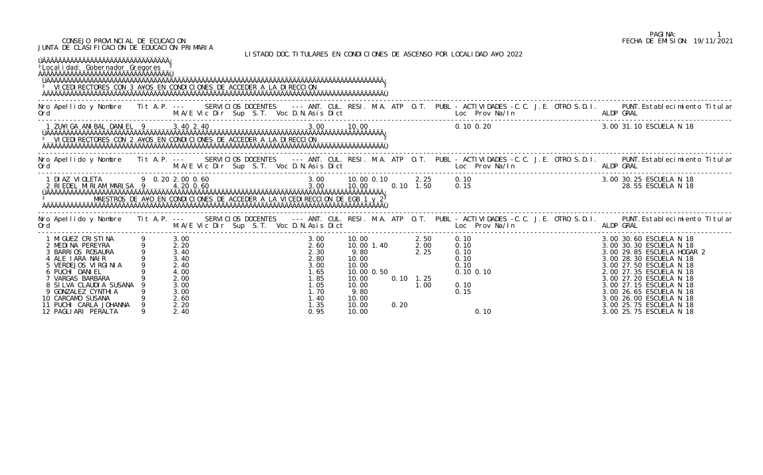CONSEJO PROVINCIAL DE ECUCACION
JUNTA DE CLASIFICACION DE EDUCACION PRIMARIA

PAGINA: 1
FECHA DE EMISION: 19/11/2021

LISTADO DOC.TITULARES EN CONDICIONES DE ASCENSO POR LOCALIDAD A¥O 2022

Localidad: Gobernador Gregores

## VICEDIRECTORES CON 3 A¥OS EN CONDICIONES DE ACCEDER A LA DIRECCION

| Nro Ord | Apellido y Nombre | Tit | A.P. M.A/E | --- Vic Dir | SERVICIOS DOCENTES Sup | S.T. | --- Voc | ANT. D.N. | CUL. Asis | RESI. Dict | M.A. | ATP | O.T. | PUBL Loc | - ACTIVIDADES Prov | -C.C. Na/In | J.E. | OTRO | S.D.I. ALDP | PUNT. GRAL | Establecimiento Titular |
|---|---|---|---|---|---|---|---|---|---|---|---|---|---|---|---|---|---|---|---|---|---|
| 1 | ZU¥IGA ANIBAL DANIEL | 9 | 3.40 | 2.40 | | | | 3.00 | | 10.00 | | | | 0.10 | 0.20 | | | | 3.00 | 31.10 | ESCUELA N 18 |

## VICEDIRECTORES CON 2 A¥OS EN CONDICIONES DE ACCEDER A LA DIRECCION

| Nro Ord | Apellido y Nombre | Tit | A.P. M.A/E | --- Vic Dir | SERVICIOS DOCENTES Sup | S.T. | --- Voc | ANT. D.N. | CUL. Asis | RESI. Dict | M.A. | ATP | O.T. | PUBL Loc | - ACTIVIDADES Prov | -C.C. Na/In | J.E. | OTRO | S.D.I. ALDP | PUNT. GRAL | Establecimiento Titular |
|---|---|---|---|---|---|---|---|---|---|---|---|---|---|---|---|---|---|---|---|---|---|
| 1 | DIAZ VIOLETA | 9 | 0.20 | 2.00 | 0.60 | | | 3.00 | | 10.00 | 0.10 | | 2.25 | 0.10 | | | | | 3.00 | 30.25 | ESCUELA N 18 |
| 2 | RIEDEL MIRIAM MARISA | 9 | 4.20 | 0.60 | | | | 3.00 | | 10.00 | | 0.10 | 1.50 | 0.15 | | | | | | 28.55 | ESCUELA N 18 |

## MAESTROS DE A¥O EN CONDICIONES DE ACCEDER A LA VICEDIRECCION DE EGB 1 y 2

| Nro Ord | Apellido y Nombre | Tit | A.P. M.A/E | --- Vic Dir | SERVICIOS DOCENTES Sup | S.T. | --- Voc | ANT. D.N. | CUL. Asis | RESI. Dict | M.A. | ATP | O.T. | PUBL Loc | - ACTIVIDADES Prov | -C.C. Na/In | J.E. | OTRO | S.D.I. ALDP | PUNT. GRAL | Establecimiento Titular |
|---|---|---|---|---|---|---|---|---|---|---|---|---|---|---|---|---|---|---|---|---|---|
| 1 | MIGUEZ CRISTINA | 9 | 3.00 | | | | | 3.00 | | 10.00 | | | 2.50 | 0.10 | | | | | 3.00 | 30.60 | ESCUELA N 18 |
| 2 | MEDINA PEREYRA | 9 | 2.20 | | | | | 2.60 | | 10.00 | 1.40 | | 2.00 | 0.10 | | | | | 3.00 | 30.30 | ESCUELA N 18 |
| 3 | BARRIOS ROSAURA | 9 | 3.40 | | | | | 2.30 | | 9.80 | | | 2.25 | 0.10 | | | | | 3.00 | 29.85 | ESCUELA HOGAR 2 |
| 4 | ALE IARA NAIR | 9 | 3.40 | | | | | 2.80 | | 10.00 | | | | 0.10 | | | | | 3.00 | 28.30 | ESCUELA N 18 |
| 5 | VERDEJOS VIRGINIA | 9 | 2.40 | | | | | 3.00 | | 10.00 | | | | 0.10 | | | | | 3.00 | 27.50 | ESCUELA N 18 |
| 6 | PUCHI DANIEL | 9 | 4.00 | | | | | 1.65 | | 10.00 | 0.50 | | | 0.10 | 0.10 | | | | 2.00 | 27.35 | ESCUELA N 18 |
| 7 | VARGAS BARBARA | 9 | 2.00 | | | | | 1.85 | | 10.00 | | 0.10 | 1.25 | | | | | | 3.00 | 27.20 | ESCUELA N 18 |
| 8 | SILVA CLAUDIA SUSANA | 9 | 3.00 | | | | | 1.05 | | 10.00 | | | 1.00 | 0.10 | | | | | 3.00 | 27.15 | ESCUELA N 18 |
| 9 | GONZALEZ CYNTHIA | 9 | 3.00 | | | | | 1.70 | | 9.80 | | | | 0.15 | | | | | 3.00 | 26.65 | ESCUELA N 18 |
| 10 | CARCAMO SUSANA | 9 | 2.60 | | | | | 1.40 | | 10.00 | | | | | | | | | 3.00 | 26.00 | ESCUELA N 18 |
| 11 | PUCHI CARLA JOHANNA | 9 | 2.20 | | | | | 1.35 | | 10.00 | | 0.20 | | | | | | | 3.00 | 25.75 | ESCUELA N 18 |
| 12 | PAGLIARI PERALTA | 9 | 2.40 | | | | | 0.95 | | 10.00 | | | | | 0.10 | | | | 3.00 | 25.75 | ESCUELA N 18 |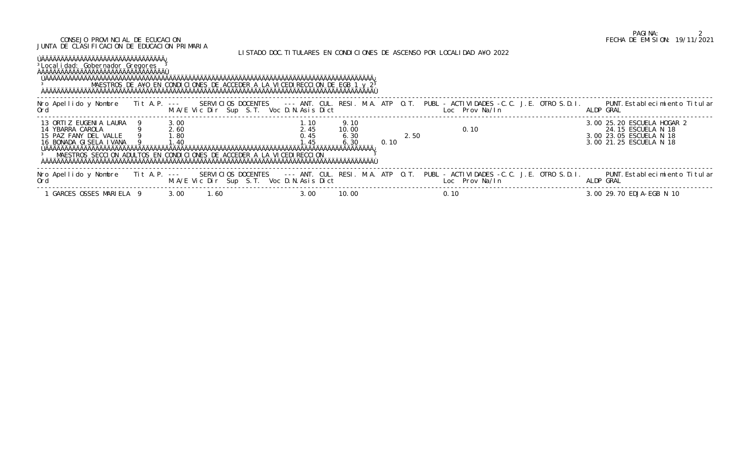CONSEJO PROVINCIAL DE ECUCACION
JUNTA DE CLASIFICACION DE EDUCACION PRIMARIA

LISTADO DOC.TITULARES EN CONDICIONES DE ASCENSO POR LOCALIDAD A¥O 2022

Localidad: Gobernador Gregores

## MAESTROS DE A¥O EN CONDICIONES DE ACCEDER A LA VICEDIRECCION DE EGB 1 y 2

| Nro Ord | Apellido y Nombre | Tit | A.P. | M.A/E | Vic Dir | Sup | S.T. | Voc | D.N. | Asis | Dict | ANT. | CUL. | RESI. | M.A. | ATP | O.T. | PUBL | Loc | Prov | Na/In | C.C. | J.E. | OTRO | S.D.I. | ALDP | GRAL | PUNT. Establecimiento Titular |
|---|---|---|---|---|---|---|---|---|---|---|---|---|---|---|---|---|---|---|---|---|---|---|---|---|---|---|---|---|
| 13 | ORTIZ EUGENIA LAURA | 9 | 3.00 | | | | | | | | | 1.10 | | 9.10 | | | | | | | | | | | | 3.00 | 25.20 | ESCUELA HOGAR 2 |
| 14 | YBARRA CAROLA | 9 | 2.60 | | | | | | | | | 2.45 | | 10.00 | | | | | | 0.10 | | | | | | | 24.15 | ESCUELA N 18 |
| 15 | PAZ FANY DEL VALLE | 9 | 1.80 | | | | | | | | | 0.45 | | 6.30 | | | 2.50 | | | | | | | | | 3.00 | 23.05 | ESCUELA N 18 |
| 16 | BONADA GISELA IVANA | 9 | 1.40 | | | | | | | | | 1.45 | | 6.30 | | 0.10 | | | | | | | | | | 3.00 | 21.25 | ESCUELA N 18 |

## MAESTROS SECCION ADULTOS EN CONDICIONES DE ACCEDER A LA VICEDIRECCION

| Nro Ord | Apellido y Nombre | Tit | A.P. | M.A/E | Vic Dir | Sup | S.T. | Voc | D.N. | Asis | Dict | ANT. | CUL. | RESI. | M.A. | ATP | O.T. | PUBL | Loc | Prov | Na/In | C.C. | J.E. | OTRO | S.D.I. | ALDP | GRAL | PUNT. Establecimiento Titular |
|---|---|---|---|---|---|---|---|---|---|---|---|---|---|---|---|---|---|---|---|---|---|---|---|---|---|---|---|---|
| 1 | GARCES OSSES MARIELA | 9 | 3.00 | | 1.60 | | | | | | | 3.00 | | 10.00 | | | | | 0.10 | | | | | | | 3.00 | 29.70 | EDJA-EGB N 10 |